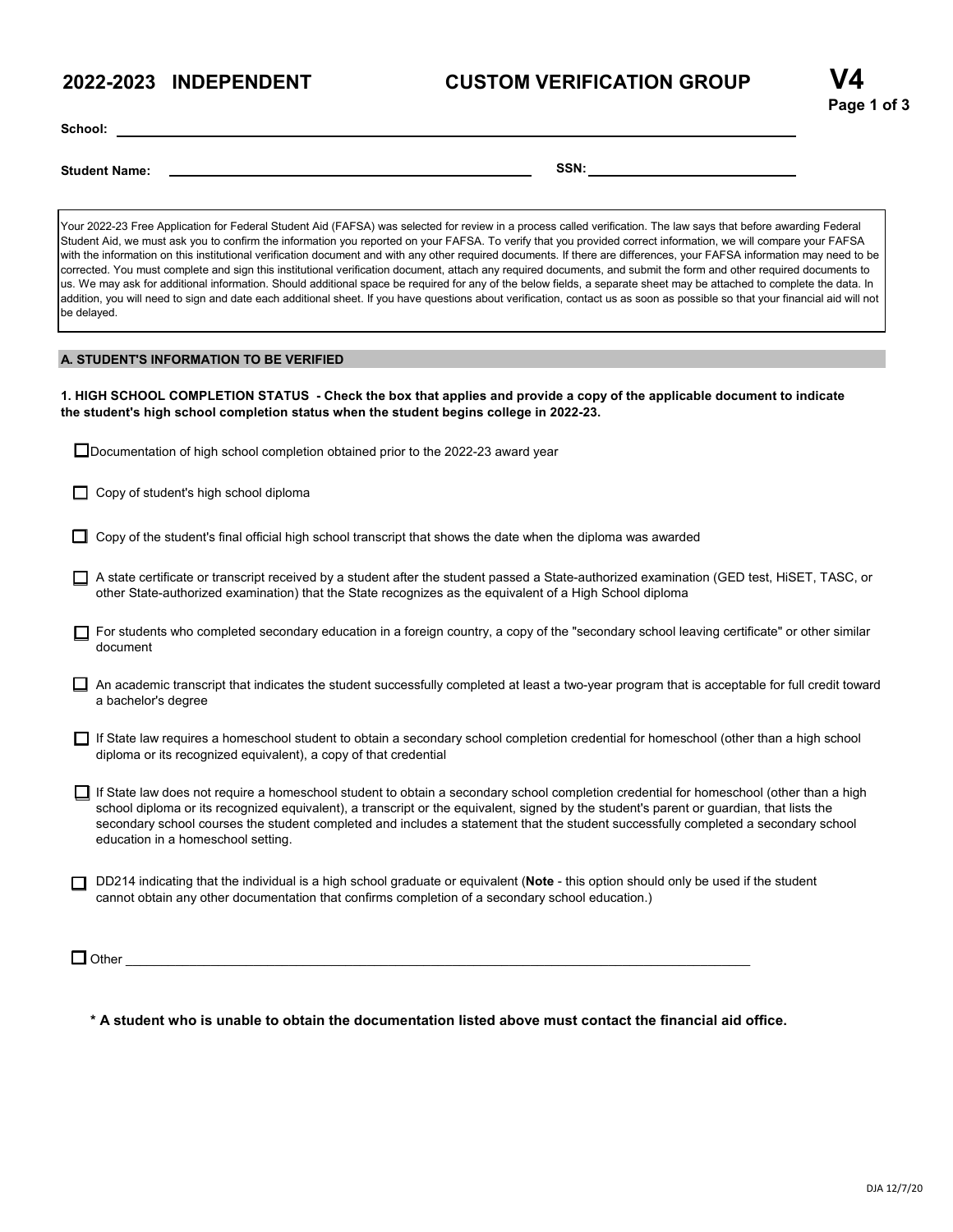# 2022-2023 INDEPENDENT CUSTOM VERIFICATION GROUP V4

**School:** ______________________________

**Student Name:** ______________________________ **SSN:** ______________________________

Your 2022-23 Free Application for Federal Student Aid (FAFSA) was selected for review in a process called verification. The law says that before awarding Federal Student Aid, we must ask you to confirm the information you reported on your FAFSA. To verify that you provided correct information, we will compare your FAFSA with the information on this institutional verification document and with any other required documents. If there are differences, your FAFSA information may need to be corrected. You must complete and sign this institutional verification document, attach any required documents, and submit the form and other required documents to us. We may ask for additional information. Should additional space be required for any of the below fields, a separate sheet may be attached to complete the data. In addition, you will need to sign and date each additional sheet. If you have questions about verification, contact us as soon as possible so that your financial aid will not be delayed.

## A. STUDENT'S INFORMATION TO BE VERIFIED

**1. HIGH SCHOOL COMPLETION STATUS - Check the box that applies and provide a copy of the applicable document to indicate the student's high school completion status when the student begins college in 2022-23.**

- ☐ Documentation of high school completion obtained prior to the 2022-23 award year
- ☐ Copy of student's high school diploma
- ☐ Copy of the student's final official high school transcript that shows the date when the diploma was awarded
- ☐ A state certificate or transcript received by a student after the student passed a State-authorized examination (GED test, HiSET, TASC, or other State-authorized examination) that the State recognizes as the equivalent of a High School diploma
- ☐ For students who completed secondary education in a foreign country, a copy of the "secondary school leaving certificate" or other similar document
- ☐ An academic transcript that indicates the student successfully completed at least a two-year program that is acceptable for full credit toward a bachelor's degree
- ☐ If State law requires a homeschool student to obtain a secondary school completion credential for homeschool (other than a high school diploma or its recognized equivalent), a copy of that credential
- ☐ If State law does not require a homeschool student to obtain a secondary school completion credential for homeschool (other than a high school diploma or its recognized equivalent), a transcript or the equivalent, signed by the student's parent or guardian, that lists the secondary school courses the student completed and includes a statement that the student successfully completed a secondary school education in a homeschool setting.
- ☐ DD214 indicating that the individual is a high school graduate or equivalent (**Note** - this option should only be used if the student cannot obtain any other documentation that confirms completion of a secondary school education.)
- ☐ Other ______________________________

**\* A student who is unable to obtain the documentation listed above must contact the financial aid office.**

DJA 12/7/20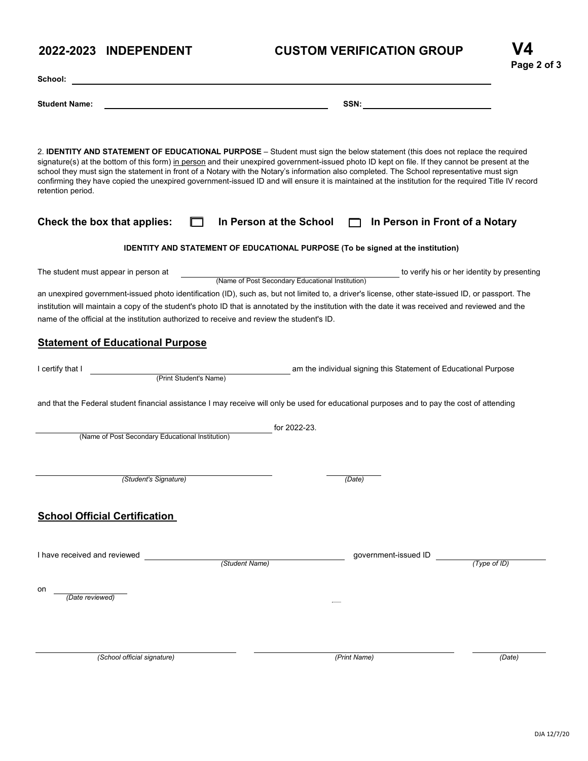# 2022-2023 INDEPENDENT CUSTOM VERIFICATION GROUP V4

**School:** ____________________________________________

**Student Name:** ______________________________ **SSN:** ____________________

2. **IDENTITY AND STATEMENT OF EDUCATIONAL PURPOSE** – Student must sign the below statement (this does not replace the required signature(s) at the bottom of this form) in person and their unexpired government-issued photo ID kept on file. If they cannot be present at the school they must sign the statement in front of a Notary with the Notary's information also completed. The School representative must sign confirming they have copied the unexpired government-issued ID and will ensure it is maintained at the institution for the required Title IV record retention period.

**Check the box that applies:** ☐ **In Person at the School** ☐ **In Person in Front of a Notary**

**IDENTITY AND STATEMENT OF EDUCATIONAL PURPOSE (To be signed at the institution)**

The student must appear in person at ______________________________ (Name of Post Secondary Educational Institution) to verify his or her identity by presenting an unexpired government-issued photo identification (ID), such as, but not limited to, a driver's license, other state-issued ID, or passport. The institution will maintain a copy of the student's photo ID that is annotated by the institution with the date it was received and reviewed and the name of the official at the institution authorized to receive and review the student's ID.

## Statement of Educational Purpose

I certify that I ______________________________ (Print Student's Name) am the individual signing this Statement of Educational Purpose and that the Federal student financial assistance I may receive will only be used for educational purposes and to pay the cost of attending

______________________________ (Name of Post Secondary Educational Institution) for 2022-23.

______________________________ *(Student's Signature)* ______________ *(Date)*

## School Official Certification

I have received and reviewed ______________________________ *(Student Name)* government-issued ID ______________ *(Type of ID)*

on ______________ *(Date reviewed)*

______________________________ *(School official signature)* ______________________________ *(Print Name)* ______________ *(Date)*

DJA 12/7/20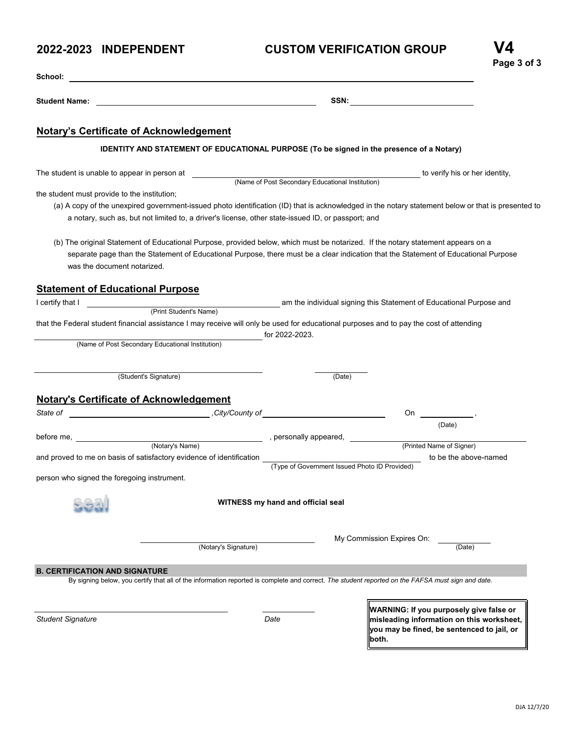# 2022-2023 INDEPENDENT CUSTOM VERIFICATION GROUP V4

**School:** ______________________________________________

**Student Name:** ______________________________ **SSN:** ________________

## Notary's Certificate of Acknowledgement

**IDENTITY AND STATEMENT OF EDUCATIONAL PURPOSE (To be signed in the presence of a Notary)**

The student is unable to appear in person at ______________________________ (Name of Post Secondary Educational Institution) to verify his or her identity, the student must provide to the institution;

(a) A copy of the unexpired government-issued photo identification (ID) that is acknowledged in the notary statement below or that is presented to a notary, such as, but not limited to, a driver's license, other state-issued ID, or passport; and

(b) The original Statement of Educational Purpose, provided below, which must be notarized. If the notary statement appears on a separate page than the Statement of Educational Purpose, there must be a clear indication that the Statement of Educational Purpose was the document notarized.

## Statement of Educational Purpose

I certify that I ______________________________ (Print Student's Name) am the individual signing this Statement of Educational Purpose and that the Federal student financial assistance I may receive will only be used for educational purposes and to pay the cost of attending ______________________________ (Name of Post Secondary Educational Institution) for 2022-2023.

______________________________ (Student's Signature) ____________ (Date)

## Notary's Certificate of Acknowledgement

*State of* ____________________ *,City/County of* ____________________ On ____________ (Date),

before me, ______________________________ (Notary's Name), personally appeared, ______________________________ (Printed Name of Signer)

and proved to me on basis of satisfactory evidence of identification ______________________________ (Type of Government Issued Photo ID Provided) to be the above-named person who signed the foregoing instrument.

seal

**WITNESS my hand and official seal**

______________________________ (Notary's Signature) My Commission Expires On: ____________ (Date)

**B. CERTIFICATION AND SIGNATURE**

By signing below, you certify that all of the information reported is complete and correct. *The student reported on the FAFSA must sign and date.*

______________________________ *Student Signature* ____________ *Date*

**WARNING: If you purposely give false or misleading information on this worksheet, you may be fined, be sentenced to jail, or both.**

DJA 12/7/20